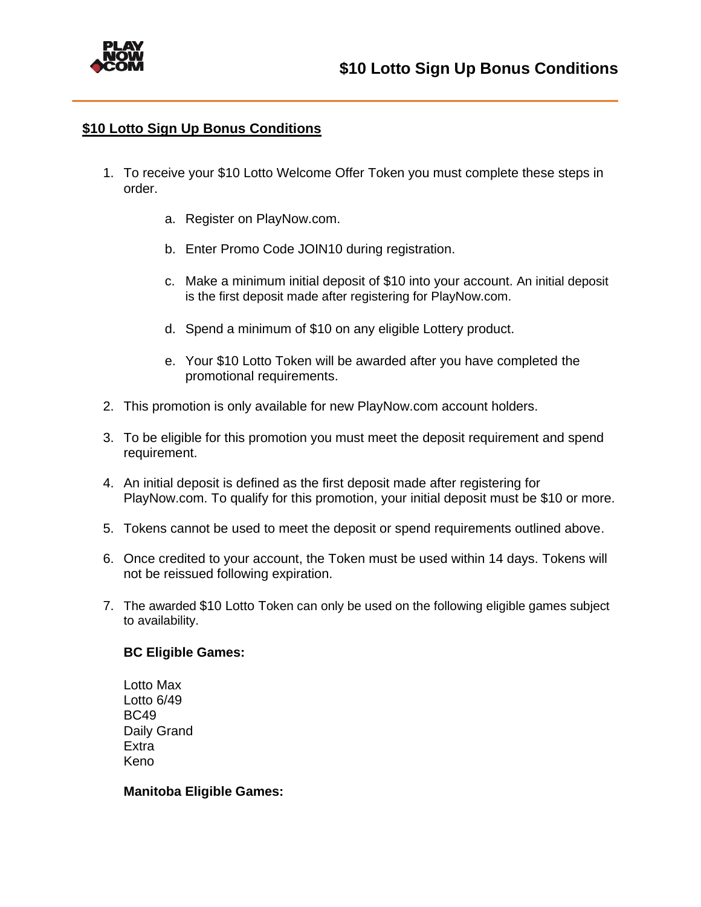# $10 Lotto Sign Up Bonus Conditions

## $10 Lotto Sign Up Bonus Conditions

1. To receive your $10 Lotto Welcome Offer Token you must complete these steps in order.

   a. Register on PlayNow.com.

   b. Enter Promo Code JOIN10 during registration.

   c. Make a minimum initial deposit of $10 into your account. An initial deposit is the first deposit made after registering for PlayNow.com.

   d. Spend a minimum of $10 on any eligible Lottery product.

   e. Your $10 Lotto Token will be awarded after you have completed the promotional requirements.

2. This promotion is only available for new PlayNow.com account holders.

3. To be eligible for this promotion you must meet the deposit requirement and spend requirement.

4. An initial deposit is defined as the first deposit made after registering for PlayNow.com. To qualify for this promotion, your initial deposit must be $10 or more.

5. Tokens cannot be used to meet the deposit or spend requirements outlined above.

6. Once credited to your account, the Token must be used within 14 days. Tokens will not be reissued following expiration.

7. The awarded $10 Lotto Token can only be used on the following eligible games subject to availability.

   **BC Eligible Games:**

   Lotto Max
   Lotto 6/49
   BC49
   Daily Grand
   Extra
   Keno

   **Manitoba Eligible Games:**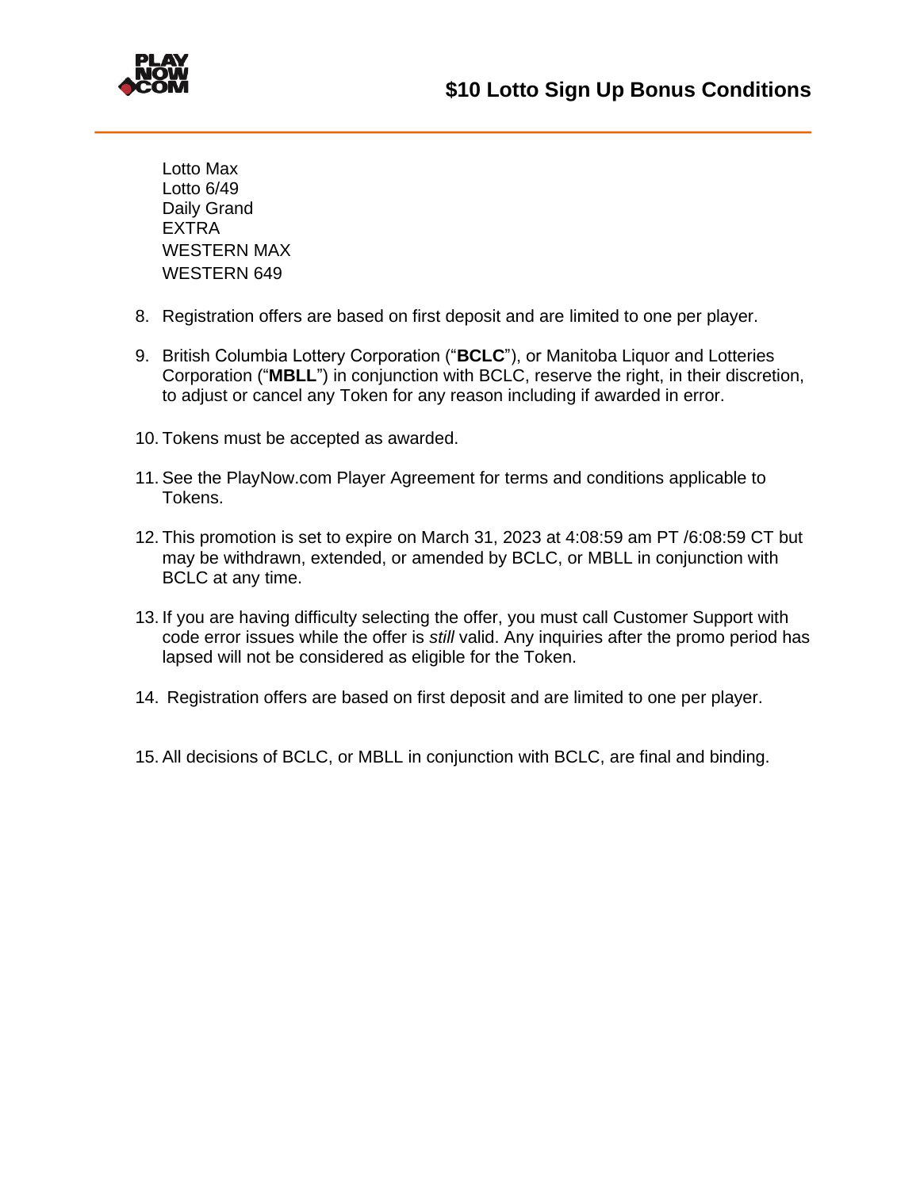Lotto Max
Lotto 6/49
Daily Grand
EXTRA
WESTERN MAX
WESTERN 649

8. Registration offers are based on first deposit and are limited to one per player.

9. British Columbia Lottery Corporation ("**BCLC**"), or Manitoba Liquor and Lotteries Corporation ("**MBLL**") in conjunction with BCLC, reserve the right, in their discretion, to adjust or cancel any Token for any reason including if awarded in error.

10. Tokens must be accepted as awarded.

11. See the PlayNow.com Player Agreement for terms and conditions applicable to Tokens.

12. This promotion is set to expire on March 31, 2023 at 4:08:59 am PT /6:08:59 CT but may be withdrawn, extended, or amended by BCLC, or MBLL in conjunction with BCLC at any time.

13. If you are having difficulty selecting the offer, you must call Customer Support with code error issues while the offer is *still* valid. Any inquiries after the promo period has lapsed will not be considered as eligible for the Token.

14. Registration offers are based on first deposit and are limited to one per player.

15. All decisions of BCLC, or MBLL in conjunction with BCLC, are final and binding.